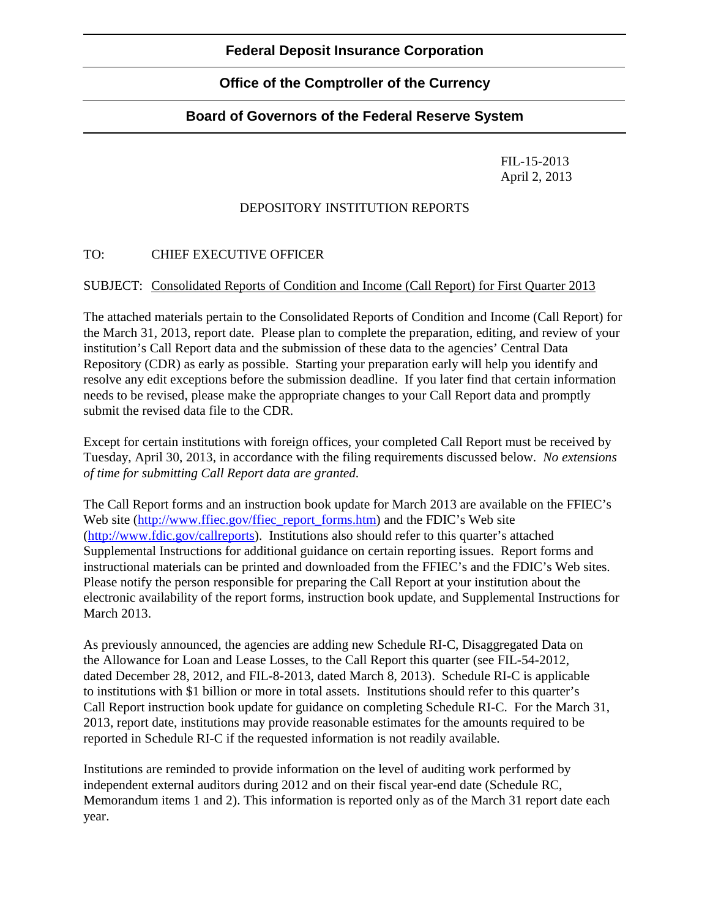**Federal Deposit Insurance Corporation**

**Office of the Comptroller of the Currency**

**Board of Governors of the Federal Reserve System**

FIL-15-2013
April 2, 2013

DEPOSITORY INSTITUTION REPORTS

TO: CHIEF EXECUTIVE OFFICER

SUBJECT: Consolidated Reports of Condition and Income (Call Report) for First Quarter 2013

The attached materials pertain to the Consolidated Reports of Condition and Income (Call Report) for the March 31, 2013, report date. Please plan to complete the preparation, editing, and review of your institution's Call Report data and the submission of these data to the agencies' Central Data Repository (CDR) as early as possible. Starting your preparation early will help you identify and resolve any edit exceptions before the submission deadline. If you later find that certain information needs to be revised, please make the appropriate changes to your Call Report data and promptly submit the revised data file to the CDR.

Except for certain institutions with foreign offices, your completed Call Report must be received by Tuesday, April 30, 2013, in accordance with the filing requirements discussed below. *No extensions of time for submitting Call Report data are granted.*

The Call Report forms and an instruction book update for March 2013 are available on the FFIEC's Web site (http://www.ffiec.gov/ffiec_report_forms.htm) and the FDIC's Web site (http://www.fdic.gov/callreports). Institutions also should refer to this quarter's attached Supplemental Instructions for additional guidance on certain reporting issues. Report forms and instructional materials can be printed and downloaded from the FFIEC's and the FDIC's Web sites. Please notify the person responsible for preparing the Call Report at your institution about the electronic availability of the report forms, instruction book update, and Supplemental Instructions for March 2013.

As previously announced, the agencies are adding new Schedule RI-C, Disaggregated Data on the Allowance for Loan and Lease Losses, to the Call Report this quarter (see FIL-54-2012, dated December 28, 2012, and FIL-8-2013, dated March 8, 2013). Schedule RI-C is applicable to institutions with $1 billion or more in total assets. Institutions should refer to this quarter's Call Report instruction book update for guidance on completing Schedule RI-C. For the March 31, 2013, report date, institutions may provide reasonable estimates for the amounts required to be reported in Schedule RI-C if the requested information is not readily available.

Institutions are reminded to provide information on the level of auditing work performed by independent external auditors during 2012 and on their fiscal year-end date (Schedule RC, Memorandum items 1 and 2). This information is reported only as of the March 31 report date each year.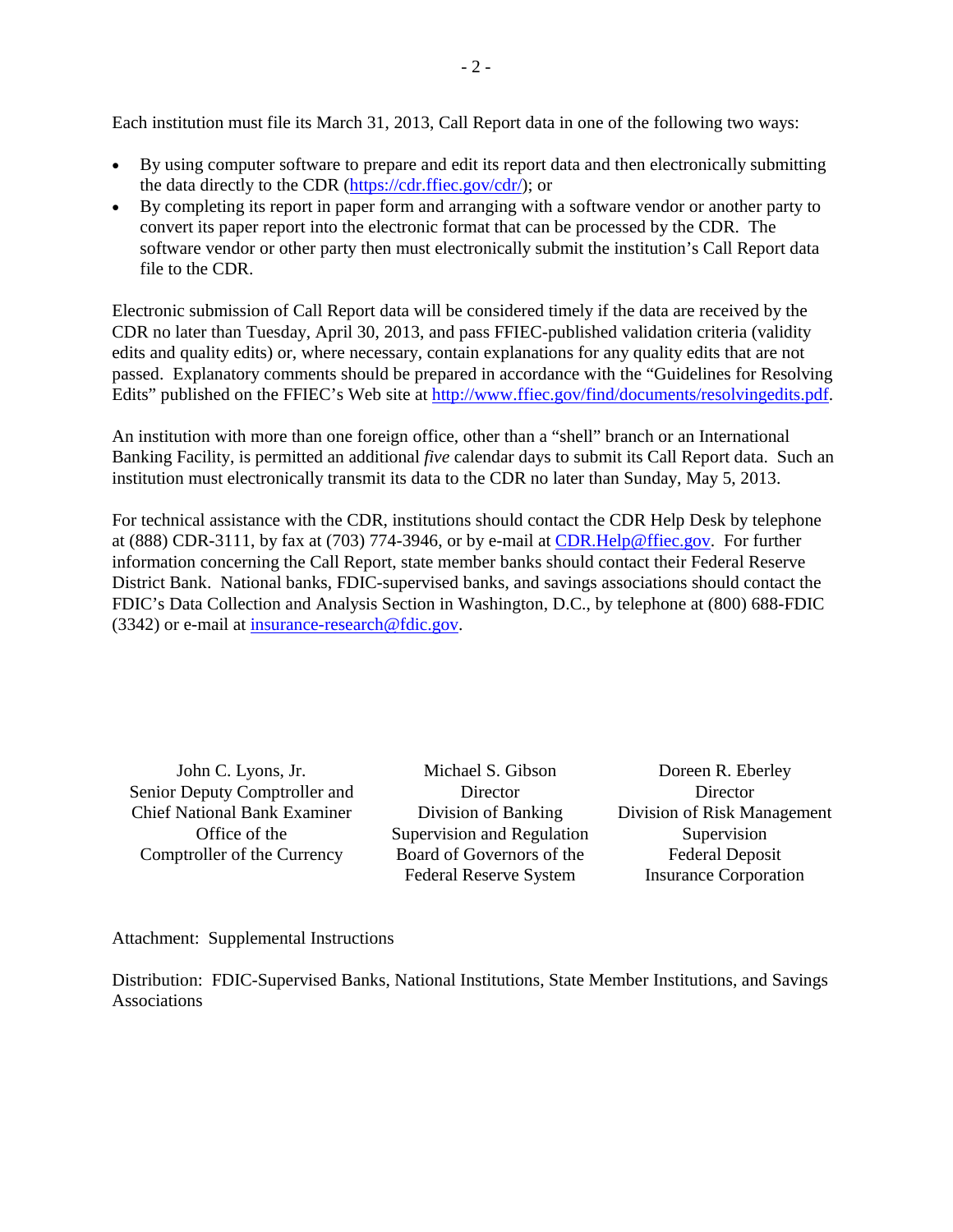Each institution must file its March 31, 2013, Call Report data in one of the following two ways:

- By using computer software to prepare and edit its report data and then electronically submitting the data directly to the CDR (https://cdr.ffiec.gov/cdr/); or
- By completing its report in paper form and arranging with a software vendor or another party to convert its paper report into the electronic format that can be processed by the CDR. The software vendor or other party then must electronically submit the institution's Call Report data file to the CDR.

Electronic submission of Call Report data will be considered timely if the data are received by the CDR no later than Tuesday, April 30, 2013, and pass FFIEC-published validation criteria (validity edits and quality edits) or, where necessary, contain explanations for any quality edits that are not passed. Explanatory comments should be prepared in accordance with the "Guidelines for Resolving Edits" published on the FFIEC's Web site at http://www.ffiec.gov/find/documents/resolvingedits.pdf.

An institution with more than one foreign office, other than a "shell" branch or an International Banking Facility, is permitted an additional *five* calendar days to submit its Call Report data. Such an institution must electronically transmit its data to the CDR no later than Sunday, May 5, 2013.

For technical assistance with the CDR, institutions should contact the CDR Help Desk by telephone at (888) CDR-3111, by fax at (703) 774-3946, or by e-mail at CDR.Help@ffiec.gov. For further information concerning the Call Report, state member banks should contact their Federal Reserve District Bank. National banks, FDIC-supervised banks, and savings associations should contact the FDIC's Data Collection and Analysis Section in Washington, D.C., by telephone at (800) 688-FDIC (3342) or e-mail at insurance-research@fdic.gov.

John C. Lyons, Jr.
Senior Deputy Comptroller and
Chief National Bank Examiner
Office of the
Comptroller of the Currency

Michael S. Gibson
Director
Division of Banking
Supervision and Regulation
Board of Governors of the
Federal Reserve System

Doreen R. Eberley
Director
Division of Risk Management
Supervision
Federal Deposit
Insurance Corporation

Attachment: Supplemental Instructions

Distribution: FDIC-Supervised Banks, National Institutions, State Member Institutions, and Savings Associations